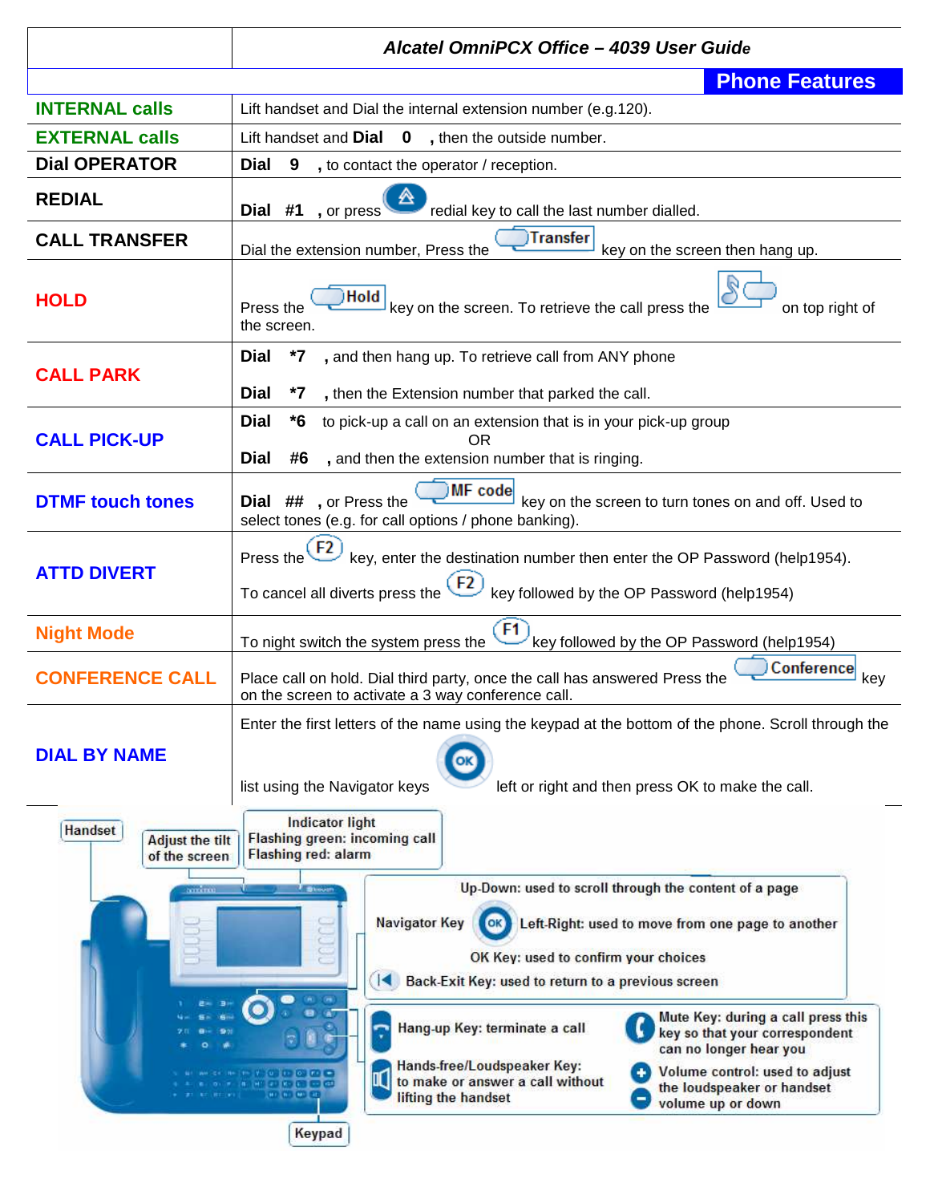# Alcatel OmniPCX Office – 4039 User Guide

## Phone Features

| | |
|---|---|
| **INTERNAL calls** | Lift handset and Dial the internal extension number (e.g.120). |
| **EXTERNAL calls** | Lift handset and **Dial 0**, then the outside number. |
| **Dial OPERATOR** | **Dial 9**, to contact the operator / reception. |
| **REDIAL** | **Dial #1**, or press redial key to call the last number dialled. |
| **CALL TRANSFER** | Dial the extension number, Press the Transfer key on the screen then hang up. |
| **HOLD** | Press the Hold key on the screen. To retrieve the call press the key on top right of the screen. |
| **CALL PARK** | **Dial *7**, and then hang up. To retrieve call from ANY phone **Dial *7**, then the Extension number that parked the call. |
| **CALL PICK-UP** | **Dial *6** to pick-up a call on an extension that is in your pick-up group OR **Dial #6**, and then the extension number that is ringing. |
| **DTMF touch tones** | **Dial ##**, or Press the MF code key on the screen to turn tones on and off. Used to select tones (e.g. for call options / phone banking). |
| **ATTD DIVERT** | Press the F2 key, enter the destination number then enter the OP Password (help1954). To cancel all diverts press the F2 key followed by the OP Password (help1954) |
| **Night Mode** | To night switch the system press the F1 key followed by the OP Password (help1954) |
| **CONFERENCE CALL** | Place call on hold. Dial third party, once the call has answered Press the Conference key on the screen to activate a 3 way conference call. |
| **DIAL BY NAME** | Enter the first letters of the name using the keypad at the bottom of the phone. Scroll through the list using the Navigator keys left or right and then press OK to make the call. |

Handset

Adjust the tilt of the screen

Indicator light
Flashing green: incoming call
Flashing red: alarm

Up-Down: used to scroll through the content of a page

Navigator Key — Left-Right: used to move from one page to another

OK Key: used to confirm your choices

Back-Exit Key: used to return to a previous screen

Hang-up Key: terminate a call

Mute Key: during a call press this key so that your correspondent can no longer hear you

Hands-free/Loudspeaker Key: to make or answer a call without lifting the handset

Volume control: used to adjust the loudspeaker or handset volume up or down

Keypad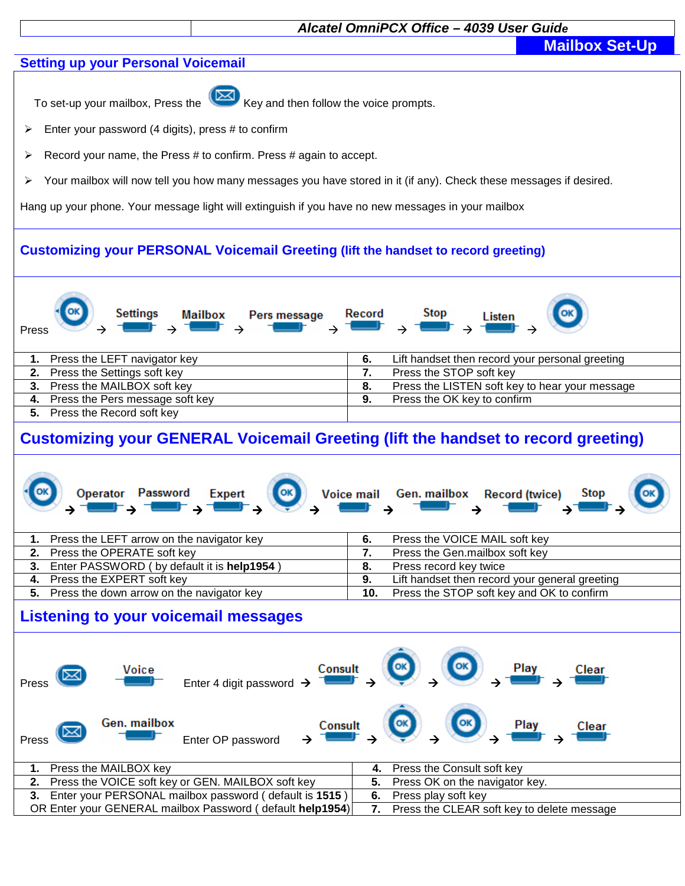## Mailbox Set-Up

## Setting up your Personal Voicemail

To set-up your mailbox, Press the [Mailbox] Key and then follow the voice prompts.

- Enter your password (4 digits), press # to confirm
- Record your name, the Press # to confirm. Press # again to accept.
- Your mailbox will now tell you how many messages you have stored in it (if any). Check these messages if desired.

Hang up your phone. Your message light will extinguish if you have no new messages in your mailbox

## Customizing your PERSONAL Voicemail Greeting (lift the handset to record greeting)

Press [OK] → Settings → Mailbox → Pers message → Record → Stop → Listen → [OK]

| | | | |
|---|---|---|---|
| **1.** | Press the LEFT navigator key | **6.** | Lift handset then record your personal greeting |
| **2.** | Press the Settings soft key | **7.** | Press the STOP soft key |
| **3.** | Press the MAILBOX soft key | **8.** | Press the LISTEN soft key to hear your message |
| **4.** | Press the Pers message soft key | **9.** | Press the OK key to confirm |
| **5.** | Press the Record soft key | | |

## Customizing your GENERAL Voicemail Greeting (lift the handset to record greeting)

[OK] → Operator → Password → Expert → [OK] → Voice mail → Gen. mailbox → Record (twice) → Stop → [OK]

| | | | |
|---|---|---|---|
| **1.** | Press the LEFT arrow on the navigator key | **6.** | Press the VOICE MAIL soft key |
| **2.** | Press the OPERATE soft key | **7.** | Press the Gen.mailbox soft key |
| **3.** | Enter PASSWORD ( by default it is **help1954** ) | **8.** | Press record key twice |
| **4.** | Press the EXPERT soft key | **9.** | Lift handset then record your general greeting |
| **5.** | Press the down arrow on the navigator key | **10.** | Press the STOP soft key and OK to confirm |

## Listening to your voicemail messages

Press [Mailbox] Voice Enter 4 digit password → Consult → [OK] → [OK] → Play → Clear

Press [Mailbox] Gen. mailbox Enter OP password → Consult → [OK] → [OK] → Play → Clear

| | | | |
|---|---|---|---|
| **1.** | Press the MAILBOX key | **4.** | Press the Consult soft key |
| **2.** | Press the VOICE soft key or GEN. MAILBOX soft key | **5.** | Press OK on the navigator key. |
| **3.** | Enter your PERSONAL mailbox password ( default is **1515** ) OR Enter your GENERAL mailbox Password ( default **help1954**) | **6.** | Press play soft key |
| | | **7.** | Press the CLEAR soft key to delete message |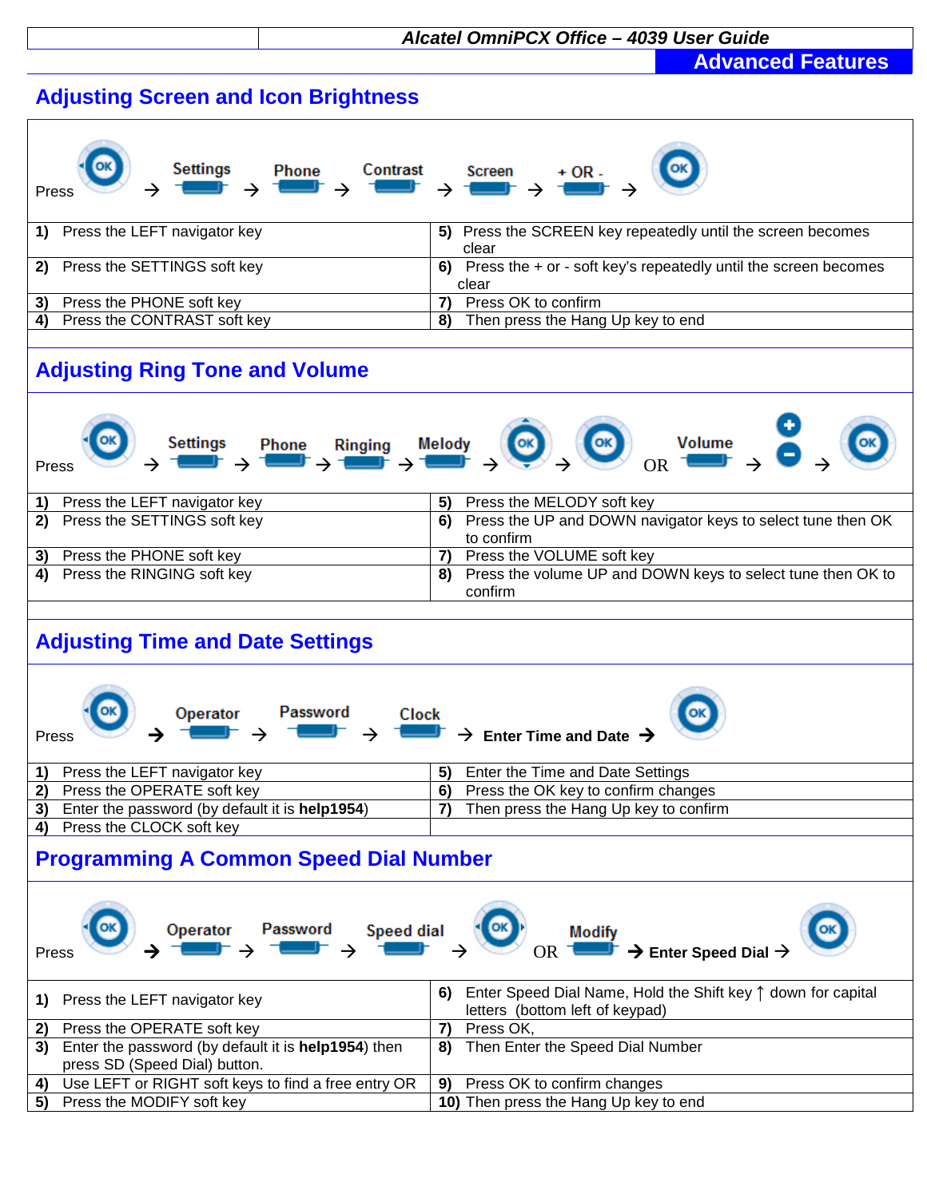## Adjusting Screen and Icon Brightness

Press → Settings → Phone → Contrast → Screen → + OR - →

| | |
|---|---|
| **1)** Press the LEFT navigator key | **5)** Press the SCREEN key repeatedly until the screen becomes clear |
| **2)** Press the SETTINGS soft key | **6)** Press the + or - soft key's repeatedly until the screen becomes clear |
| **3)** Press the PHONE soft key | **7)** Press OK to confirm |
| **4)** Press the CONTRAST soft key | **8)** Then press the Hang Up key to end |

## Adjusting Ring Tone and Volume

Press → Settings → Phone → Ringing → Melody → → OR Volume → →

| | |
|---|---|
| **1)** Press the LEFT navigator key | **5)** Press the MELODY soft key |
| **2)** Press the SETTINGS soft key | **6)** Press the UP and DOWN navigator keys to select tune then OK to confirm |
| **3)** Press the PHONE soft key | **7)** Press the VOLUME soft key |
| **4)** Press the RINGING soft key | **8)** Press the volume UP and DOWN keys to select tune then OK to confirm |

## Adjusting Time and Date Settings

Press → Operator → Password → Clock → **Enter Time and Date** →

| | |
|---|---|
| **1)** Press the LEFT navigator key | **5)** Enter the Time and Date Settings |
| **2)** Press the OPERATE soft key | **6)** Press the OK key to confirm changes |
| **3)** Enter the password (by default it is **help1954**) | **7)** Then press the Hang Up key to confirm |
| **4)** Press the CLOCK soft key | |

## Programming A Common Speed Dial Number

Press → Operator → Password → Speed dial → OR Modify → **Enter Speed Dial** →

| | |
|---|---|
| **1)** Press the LEFT navigator key | **6)** Enter Speed Dial Name, Hold the Shift key ↑ down for capital letters (bottom left of keypad) |
| **2)** Press the OPERATE soft key | **7)** Press OK, |
| **3)** Enter the password (by default it is **help1954**) then press SD (Speed Dial) button. | **8)** Then Enter the Speed Dial Number |
| **4)** Use LEFT or RIGHT soft keys to find a free entry OR | **9)** Press OK to confirm changes |
| **5)** Press the MODIFY soft key | **10)** Then press the Hang Up key to end |